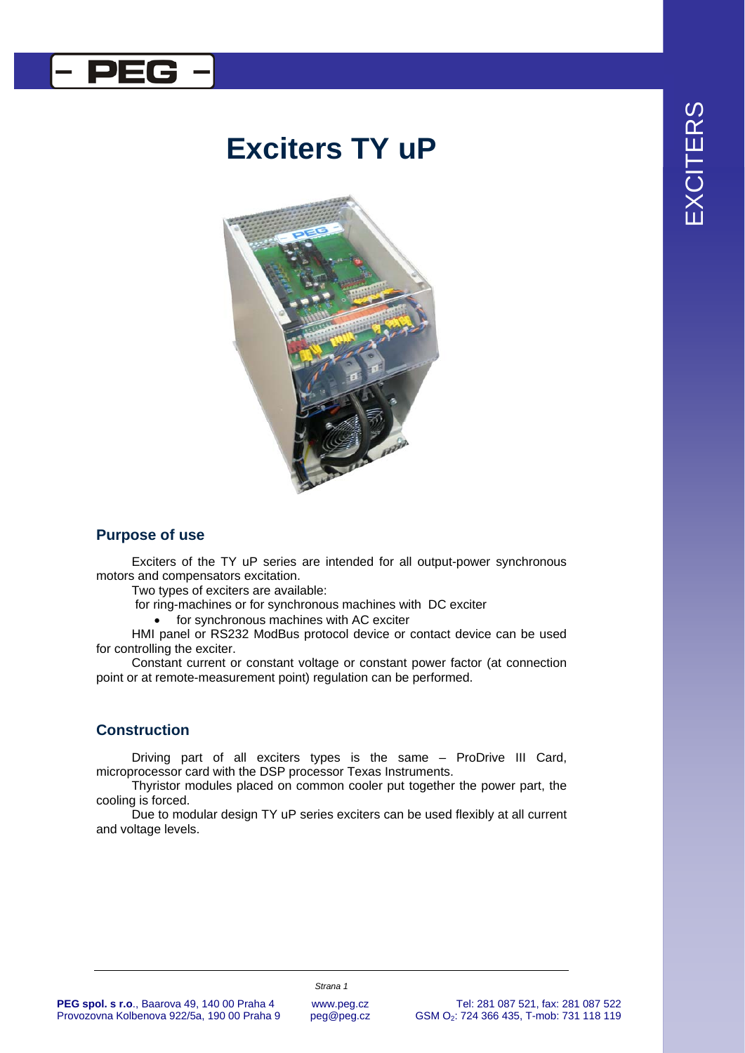# Exciters TY uP

## Purpose of use

Exciters of the TY uP series are intended for all output-power synchronous motors and compensators excitation.

Two types of exciters are available:

for ring-machines or for synchronous machines with DC exciter

- for synchronous machines with AC exciter

HMI panel or RS232 ModBus protocol device or contact device can be used for controlling the exciter.

Constant current or constant voltage or constant power factor (at connection point or at remote-measurement point) regulation can be performed.

## Construction

Driving part of all exciters types is the same – ProDrive III Card, microprocessor card with the DSP processor Texas Instruments.

Thyristor modules placed on common cooler put together the power part, the cooling is forced.

Due to modular design TY uP series exciters can be used flexibly at all current and voltage levels.

**PEG spol. s r.o.**, Baarova 49, 140 00 Praha 4
Provozovna Kolbenova 922/5a, 190 00 Praha 9

www.peg.cz
peg@peg.cz

Tel: 281 087 521, fax: 281 087 522
GSM $O_2$: 724 366 435, T-mob: 731 118 119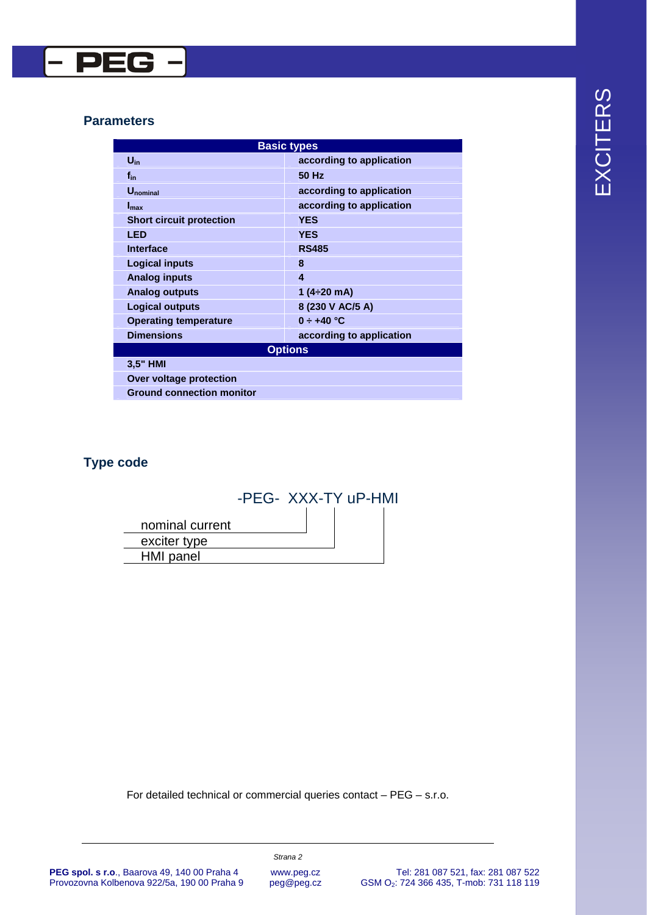## Parameters

| Basic types | |
|---|---|
| $U_{in}$ | according to application |
| $f_{in}$ | 50 Hz |
| $U_{nominal}$ | according to application |
| $I_{max}$ | according to application |
| Short circuit protection | YES |
| LED | YES |
| Interface | RS485 |
| Logical inputs | 8 |
| Analog inputs | 4 |
| Analog outputs | 1 (4÷20 mA) |
| Logical outputs | 8 (230 V AC/5 A) |
| Operating temperature | 0 ÷ +40 °C |
| Dimensions | according to application |
| **Options** | |
| 3,5" HMI | |
| Over voltage protection | |
| Ground connection monitor | |

## Type code

-PEG- XXX-TY uP-HMI

- nominal current
- exciter type
- HMI panel

For detailed technical or commercial queries contact – PEG – s.r.o.

**PEG spol. s r.o.**, Baarova 49, 140 00 Praha 4
Provozovna Kolbenova 922/5a, 190 00 Praha 9

www.peg.cz
peg@peg.cz

Tel: 281 087 521, fax: 281 087 522
GSM $O_2$: 724 366 435, T-mob: 731 118 119